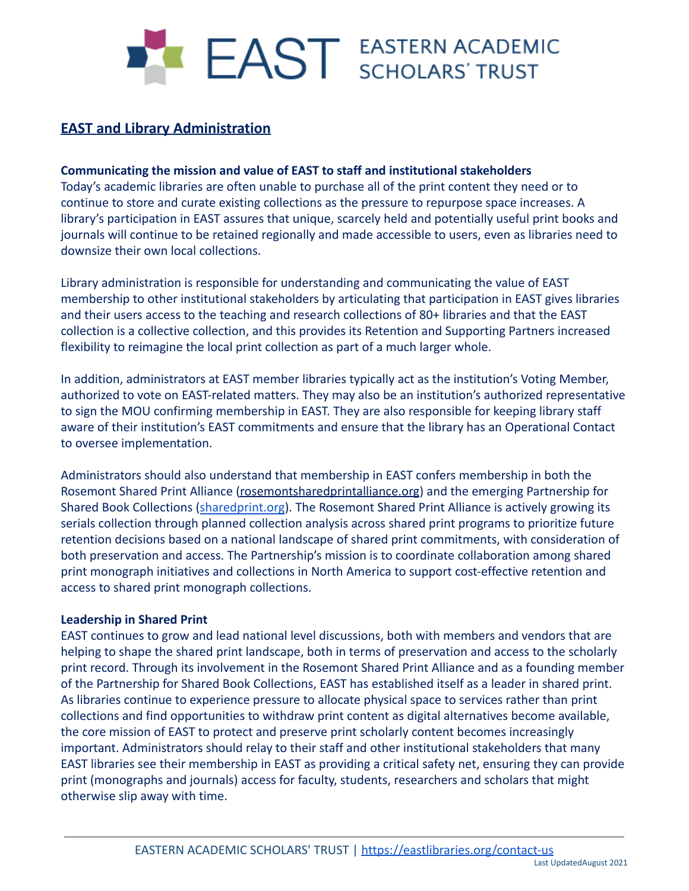# EAST Eastern Academic Scholars' Trust

## EAST and Library Administration

**Communicating the mission and value of EAST to staff and institutional stakeholders**

Today's academic libraries are often unable to purchase all of the print content they need or to continue to store and curate existing collections as the pressure to repurpose space increases. A library's participation in EAST assures that unique, scarcely held and potentially useful print books and journals will continue to be retained regionally and made accessible to users, even as libraries need to downsize their own local collections.

Library administration is responsible for understanding and communicating the value of EAST membership to other institutional stakeholders by articulating that participation in EAST gives libraries and their users access to the teaching and research collections of 80+ libraries and that the EAST collection is a collective collection, and this provides its Retention and Supporting Partners increased flexibility to reimagine the local print collection as part of a much larger whole.

In addition, administrators at EAST member libraries typically act as the institution's Voting Member, authorized to vote on EAST-related matters. They may also be an institution's authorized representative to sign the MOU confirming membership in EAST. They are also responsible for keeping library staff aware of their institution's EAST commitments and ensure that the library has an Operational Contact to oversee implementation.

Administrators should also understand that membership in EAST confers membership in both the Rosemont Shared Print Alliance (rosemontsharedprintalliance.org) and the emerging Partnership for Shared Book Collections (sharedprint.org). The Rosemont Shared Print Alliance is actively growing its serials collection through planned collection analysis across shared print programs to prioritize future retention decisions based on a national landscape of shared print commitments, with consideration of both preservation and access. The Partnership's mission is to coordinate collaboration among shared print monograph initiatives and collections in North America to support cost-effective retention and access to shared print monograph collections.

**Leadership in Shared Print**

EAST continues to grow and lead national level discussions, both with members and vendors that are helping to shape the shared print landscape, both in terms of preservation and access to the scholarly print record. Through its involvement in the Rosemont Shared Print Alliance and as a founding member of the Partnership for Shared Book Collections, EAST has established itself as a leader in shared print. As libraries continue to experience pressure to allocate physical space to services rather than print collections and find opportunities to withdraw print content as digital alternatives become available, the core mission of EAST to protect and preserve print scholarly content becomes increasingly important. Administrators should relay to their staff and other institutional stakeholders that many EAST libraries see their membership in EAST as providing a critical safety net, ensuring they can provide print (monographs and journals) access for faculty, students, researchers and scholars that might otherwise slip away with time.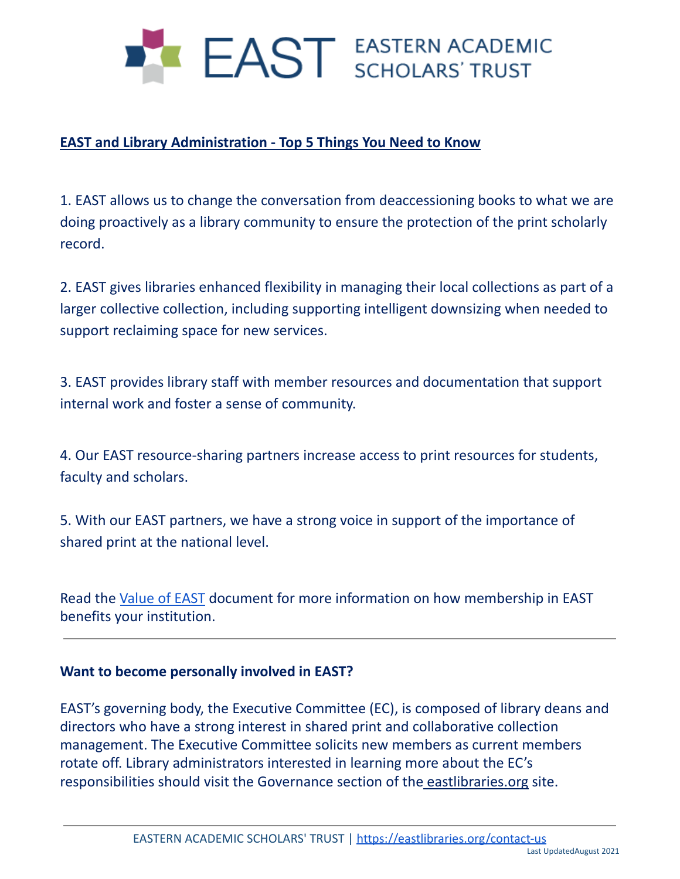# EAST EASTERN ACADEMIC SCHOLARS' TRUST

**EAST and Library Administration - Top 5 Things You Need to Know**

1. EAST allows us to change the conversation from deaccessioning books to what we are doing proactively as a library community to ensure the protection of the print scholarly record.

2. EAST gives libraries enhanced flexibility in managing their local collections as part of a larger collective collection, including supporting intelligent downsizing when needed to support reclaiming space for new services.

3. EAST provides library staff with member resources and documentation that support internal work and foster a sense of community.

4. Our EAST resource-sharing partners increase access to print resources for students, faculty and scholars.

5. With our EAST partners, we have a strong voice in support of the importance of shared print at the national level.

Read the Value of EAST document for more information on how membership in EAST benefits your institution.

---

**Want to become personally involved in EAST?**

EAST's governing body, the Executive Committee (EC), is composed of library deans and directors who have a strong interest in shared print and collaborative collection management. The Executive Committee solicits new members as current members rotate off. Library administrators interested in learning more about the EC's responsibilities should visit the Governance section of the eastlibraries.org site.

---

EASTERN ACADEMIC SCHOLARS' TRUST | https://eastlibraries.org/contact-us

Last UpdatedAugust 2021